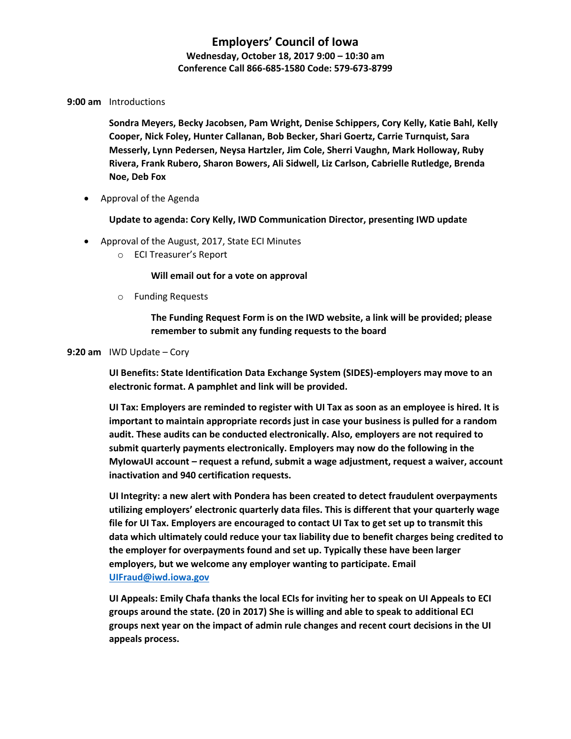# Employers' Council of Iowa

**Wednesday, October 18, 2017 9:00 – 10:30 am**

**Conference Call 866-685-1580 Code: 579-673-8799**

**9:00 am** Introductions

**Sondra Meyers, Becky Jacobsen, Pam Wright, Denise Schippers, Cory Kelly, Katie Bahl, Kelly Cooper, Nick Foley, Hunter Callanan, Bob Becker, Shari Goertz, Carrie Turnquist, Sara Messerly, Lynn Pedersen, Neysa Hartzler, Jim Cole, Sherri Vaughn, Mark Holloway, Ruby Rivera, Frank Rubero, Sharon Bowers, Ali Sidwell, Liz Carlson, Cabrielle Rutledge, Brenda Noe, Deb Fox**

- Approval of the Agenda

  **Update to agenda: Cory Kelly, IWD Communication Director, presenting IWD update**

- Approval of the August, 2017, State ECI Minutes
  - ECI Treasurer's Report

    **Will email out for a vote on approval**

  - Funding Requests

    **The Funding Request Form is on the IWD website, a link will be provided; please remember to submit any funding requests to the board**

**9:20 am** IWD Update – Cory

**UI Benefits: State Identification Data Exchange System (SIDES)-employers may move to an electronic format. A pamphlet and link will be provided.**

**UI Tax: Employers are reminded to register with UI Tax as soon as an employee is hired. It is important to maintain appropriate records just in case your business is pulled for a random audit. These audits can be conducted electronically. Also, employers are not required to submit quarterly payments electronically. Employers may now do the following in the MyIowaUI account – request a refund, submit a wage adjustment, request a waiver, account inactivation and 940 certification requests.**

**UI Integrity: a new alert with Pondera has been created to detect fraudulent overpayments utilizing employers' electronic quarterly data files. This is different that your quarterly wage file for UI Tax. Employers are encouraged to contact UI Tax to get set up to transmit this data which ultimately could reduce your tax liability due to benefit charges being credited to the employer for overpayments found and set up. Typically these have been larger employers, but we welcome any employer wanting to participate. Email UIFraud@iwd.iowa.gov**

**UI Appeals: Emily Chafa thanks the local ECIs for inviting her to speak on UI Appeals to ECI groups around the state. (20 in 2017) She is willing and able to speak to additional ECI groups next year on the impact of admin rule changes and recent court decisions in the UI appeals process.**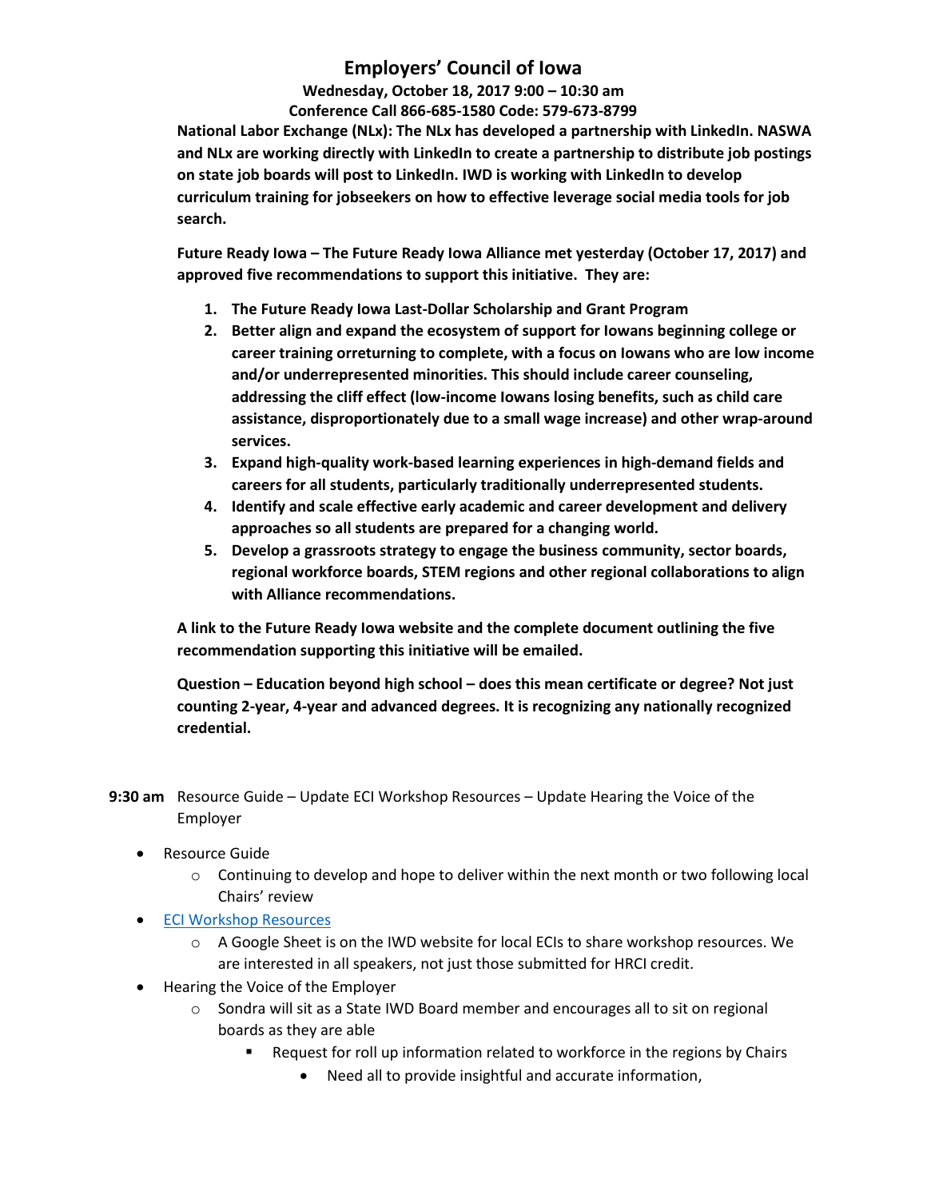# Employers' Council of Iowa

**Wednesday, October 18, 2017 9:00 – 10:30 am**
**Conference Call 866-685-1580 Code: 579-673-8799**

**National Labor Exchange (NLx): The NLx has developed a partnership with LinkedIn. NASWA and NLx are working directly with LinkedIn to create a partnership to distribute job postings on state job boards will post to LinkedIn. IWD is working with LinkedIn to develop curriculum training for jobseekers on how to effective leverage social media tools for job search.**

**Future Ready Iowa – The Future Ready Iowa Alliance met yesterday (October 17, 2017) and approved five recommendations to support this initiative. They are:**

1. **The Future Ready Iowa Last-Dollar Scholarship and Grant Program**
2. **Better align and expand the ecosystem of support for Iowans beginning college or career training orreturning to complete, with a focus on Iowans who are low income and/or underrepresented minorities. This should include career counseling, addressing the cliff effect (low-income Iowans losing benefits, such as child care assistance, disproportionately due to a small wage increase) and other wrap-around services.**
3. **Expand high-quality work-based learning experiences in high-demand fields and careers for all students, particularly traditionally underrepresented students.**
4. **Identify and scale effective early academic and career development and delivery approaches so all students are prepared for a changing world.**
5. **Develop a grassroots strategy to engage the business community, sector boards, regional workforce boards, STEM regions and other regional collaborations to align with Alliance recommendations.**

**A link to the Future Ready Iowa website and the complete document outlining the five recommendation supporting this initiative will be emailed.**

**Question – Education beyond high school – does this mean certificate or degree? Not just counting 2-year, 4-year and advanced degrees. It is recognizing any nationally recognized credential.**

**9:30 am** Resource Guide – Update ECI Workshop Resources – Update Hearing the Voice of the Employer

- Resource Guide
  - Continuing to develop and hope to deliver within the next month or two following local Chairs' review
- ECI Workshop Resources
  - A Google Sheet is on the IWD website for local ECIs to share workshop resources. We are interested in all speakers, not just those submitted for HRCI credit.
- Hearing the Voice of the Employer
  - Sondra will sit as a State IWD Board member and encourages all to sit on regional boards as they are able
    - Request for roll up information related to workforce in the regions by Chairs
      - Need all to provide insightful and accurate information,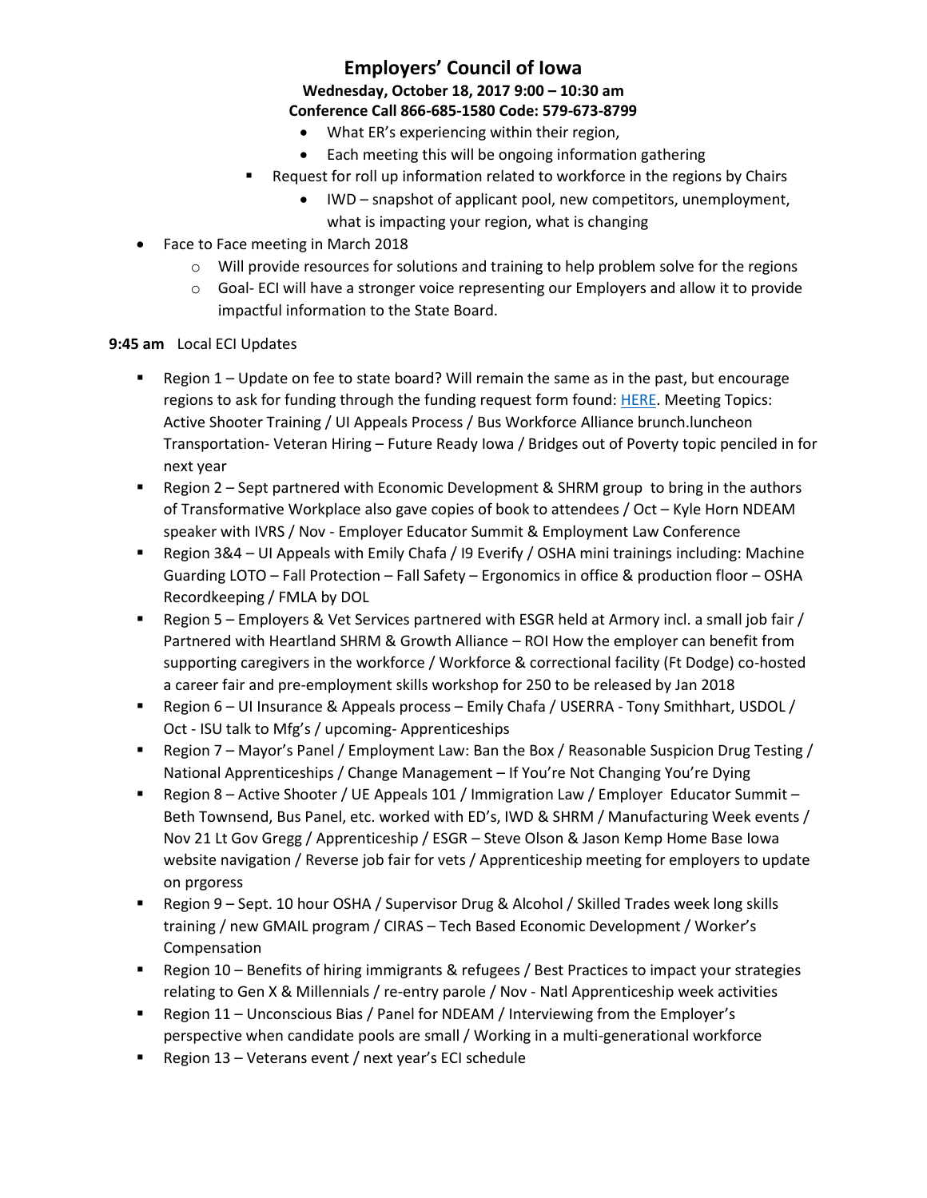# Employers' Council of Iowa

**Wednesday, October 18, 2017 9:00 – 10:30 am**
**Conference Call 866-685-1580 Code: 579-673-8799**

        - What ER's experiencing within their region,
        - Each meeting this will be ongoing information gathering
    - Request for roll up information related to workforce in the regions by Chairs
        - IWD – snapshot of applicant pool, new competitors, unemployment, what is impacting your region, what is changing
- Face to Face meeting in March 2018
    - Will provide resources for solutions and training to help problem solve for the regions
    - Goal- ECI will have a stronger voice representing our Employers and allow it to provide impactful information to the State Board.

**9:45 am** Local ECI Updates

- Region 1 – Update on fee to state board? Will remain the same as in the past, but encourage regions to ask for funding through the funding request form found: HERE. Meeting Topics: Active Shooter Training / UI Appeals Process / Bus Workforce Alliance brunch.luncheon Transportation- Veteran Hiring – Future Ready Iowa / Bridges out of Poverty topic penciled in for next year
- Region 2 – Sept partnered with Economic Development & SHRM group to bring in the authors of Transformative Workplace also gave copies of book to attendees / Oct – Kyle Horn NDEAM speaker with IVRS / Nov - Employer Educator Summit & Employment Law Conference
- Region 3&4 – UI Appeals with Emily Chafa / I9 Everify / OSHA mini trainings including: Machine Guarding LOTO – Fall Protection – Fall Safety – Ergonomics in office & production floor – OSHA Recordkeeping / FMLA by DOL
- Region 5 – Employers & Vet Services partnered with ESGR held at Armory incl. a small job fair / Partnered with Heartland SHRM & Growth Alliance – ROI How the employer can benefit from supporting caregivers in the workforce / Workforce & correctional facility (Ft Dodge) co-hosted a career fair and pre-employment skills workshop for 250 to be released by Jan 2018
- Region 6 – UI Insurance & Appeals process – Emily Chafa / USERRA - Tony Smithhart, USDOL / Oct - ISU talk to Mfg's / upcoming- Apprenticeships
- Region 7 – Mayor's Panel / Employment Law: Ban the Box / Reasonable Suspicion Drug Testing / National Apprenticeships / Change Management – If You're Not Changing You're Dying
- Region 8 – Active Shooter / UE Appeals 101 / Immigration Law / Employer Educator Summit – Beth Townsend, Bus Panel, etc. worked with ED's, IWD & SHRM / Manufacturing Week events / Nov 21 Lt Gov Gregg / Apprenticeship / ESGR – Steve Olson & Jason Kemp Home Base Iowa website navigation / Reverse job fair for vets / Apprenticeship meeting for employers to update on prgoress
- Region 9 – Sept. 10 hour OSHA / Supervisor Drug & Alcohol / Skilled Trades week long skills training / new GMAIL program / CIRAS – Tech Based Economic Development / Worker's Compensation
- Region 10 – Benefits of hiring immigrants & refugees / Best Practices to impact your strategies relating to Gen X & Millennials / re-entry parole / Nov - Natl Apprenticeship week activities
- Region 11 – Unconscious Bias / Panel for NDEAM / Interviewing from the Employer's perspective when candidate pools are small / Working in a multi-generational workforce
- Region 13 – Veterans event / next year's ECI schedule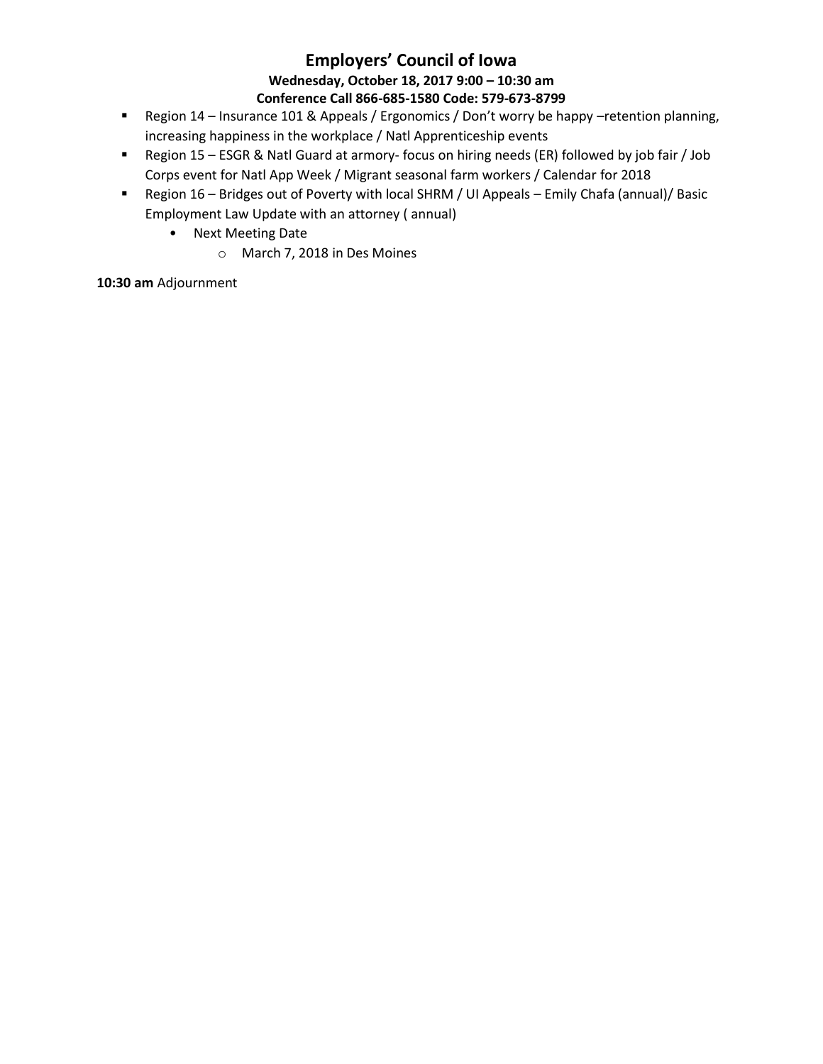- Region 14 – Insurance 101 & Appeals / Ergonomics / Don't worry be happy –retention planning, increasing happiness in the workplace / Natl Apprenticeship events
- Region 15 – ESGR & Natl Guard at armory- focus on hiring needs (ER) followed by job fair / Job Corps event for Natl App Week / Migrant seasonal farm workers / Calendar for 2018
- Region 16 – Bridges out of Poverty with local SHRM / UI Appeals – Emily Chafa (annual)/ Basic Employment Law Update with an attorney ( annual)
  - Next Meeting Date
    - March 7, 2018 in Des Moines

**10:30 am** Adjournment